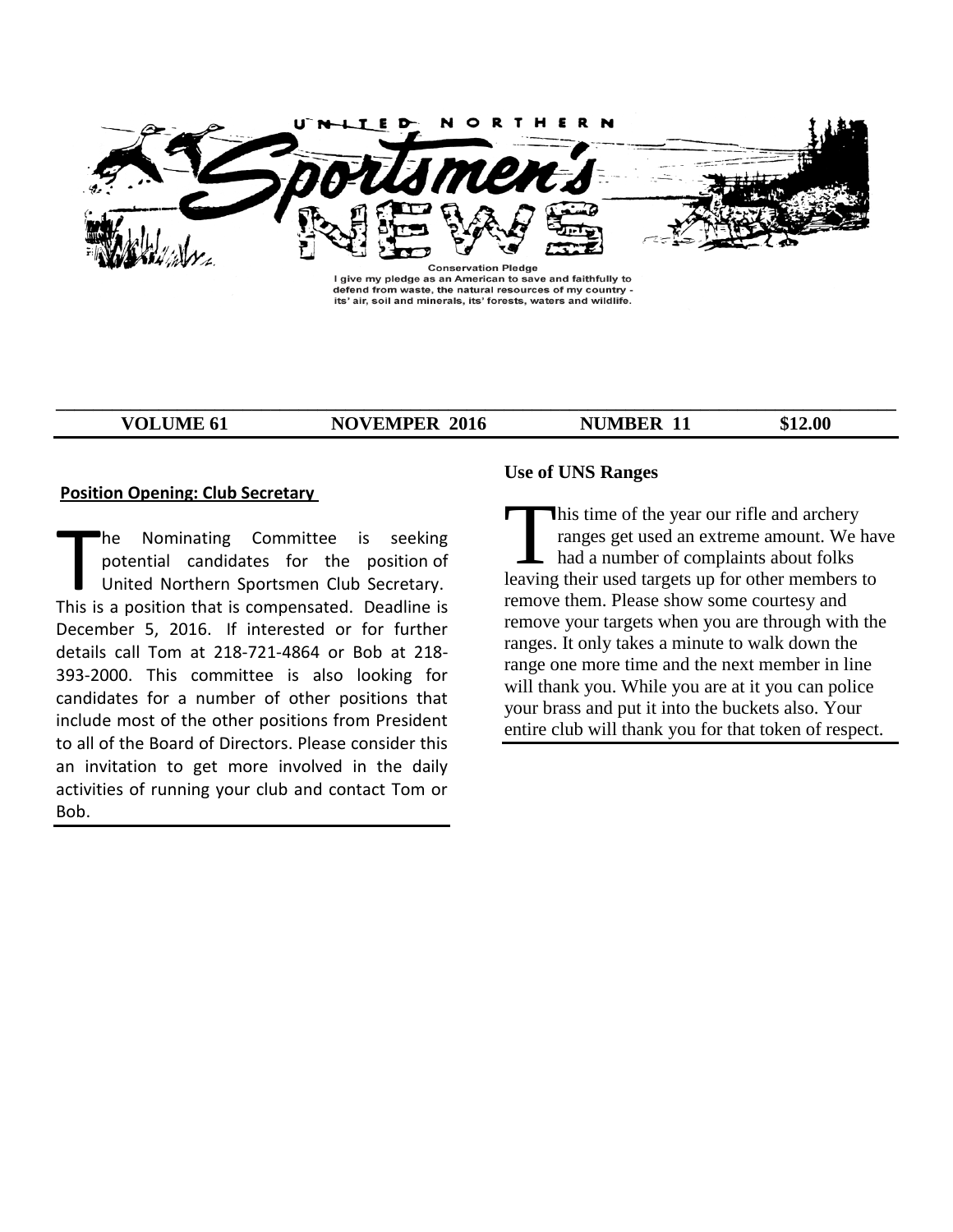# UNITED NORTHERN Sportsmen's NEWS

**Conservation Pledge**
I give my pledge as an American to save and faithfully to defend from waste, the natural resources of my country - its' air, soil and minerals, its' forests, waters and wildlife.

| VOLUME 61 | NOVEMPER 2016 | NUMBER 11 | $12.00 |
|---|---|---|---|

## Position Opening: Club Secretary

The Nominating Committee is seeking potential candidates for the position of United Northern Sportsmen Club Secretary. This is a position that is compensated. Deadline is December 5, 2016. If interested or for further details call Tom at 218-721-4864 or Bob at 218-393-2000. This committee is also looking for candidates for a number of other positions that include most of the other positions from President to all of the Board of Directors. Please consider this an invitation to get more involved in the daily activities of running your club and contact Tom or Bob.

## Use of UNS Ranges

This time of the year our rifle and archery ranges get used an extreme amount. We have had a number of complaints about folks leaving their used targets up for other members to remove them. Please show some courtesy and remove your targets when you are through with the ranges. It only takes a minute to walk down the range one more time and the next member in line will thank you. While you are at it you can police your brass and put it into the buckets also. Your entire club will thank you for that token of respect.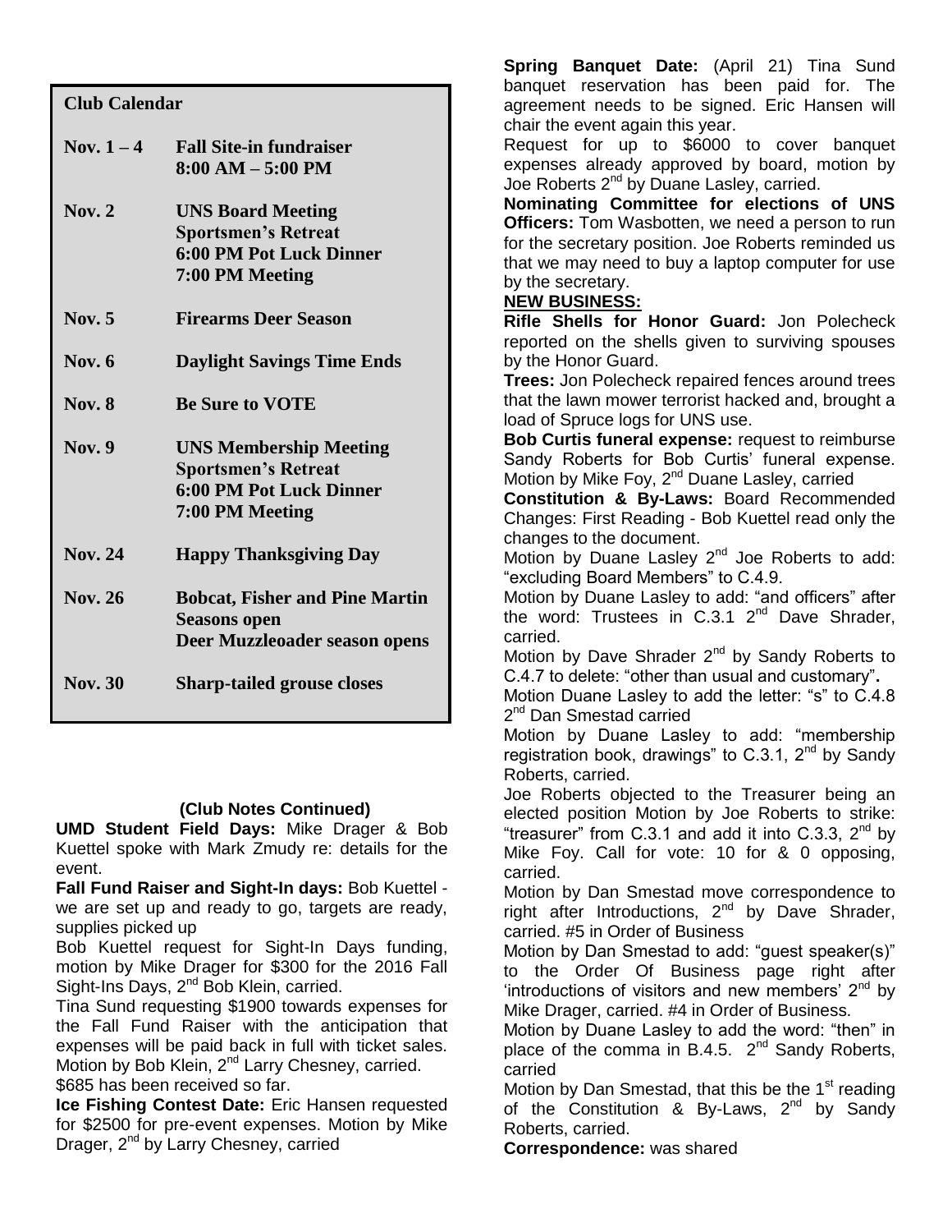## Club Calendar

| | |
|---|---|
| **Nov. 1 – 4** | **Fall Site-in fundraiser 8:00 AM – 5:00 PM** |
| **Nov. 2** | **UNS Board Meeting Sportsmen's Retreat 6:00 PM Pot Luck Dinner 7:00 PM Meeting** |
| **Nov. 5** | **Firearms Deer Season** |
| **Nov. 6** | **Daylight Savings Time Ends** |
| **Nov. 8** | **Be Sure to VOTE** |
| **Nov. 9** | **UNS Membership Meeting Sportsmen's Retreat 6:00 PM Pot Luck Dinner 7:00 PM Meeting** |
| **Nov. 24** | **Happy Thanksgiving Day** |
| **Nov. 26** | **Bobcat, Fisher and Pine Martin Seasons open Deer Muzzleoader season opens** |
| **Nov. 30** | **Sharp-tailed grouse closes** |

**(Club Notes Continued)**

**UMD Student Field Days:** Mike Drager & Bob Kuettel spoke with Mark Zmudy re: details for the event.

**Fall Fund Raiser and Sight-In days:** Bob Kuettel - we are set up and ready to go, targets are ready, supplies picked up

Bob Kuettel request for Sight-In Days funding, motion by Mike Drager for $300 for the 2016 Fall Sight-Ins Days, 2nd Bob Klein, carried.

Tina Sund requesting $1900 towards expenses for the Fall Fund Raiser with the anticipation that expenses will be paid back in full with ticket sales. Motion by Bob Klein, 2nd Larry Chesney, carried.

$685 has been received so far.

**Ice Fishing Contest Date:** Eric Hansen requested for $2500 for pre-event expenses. Motion by Mike Drager, 2nd by Larry Chesney, carried

**Spring Banquet Date:** (April 21) Tina Sund banquet reservation has been paid for. The agreement needs to be signed. Eric Hansen will chair the event again this year.

Request for up to $6000 to cover banquet expenses already approved by board, motion by Joe Roberts 2nd by Duane Lasley, carried.

**Nominating Committee for elections of UNS Officers:** Tom Wasbotten, we need a person to run for the secretary position. Joe Roberts reminded us that we may need to buy a laptop computer for use by the secretary.

**NEW BUSINESS:**

**Rifle Shells for Honor Guard:** Jon Polecheck reported on the shells given to surviving spouses by the Honor Guard.

**Trees:** Jon Polecheck repaired fences around trees that the lawn mower terrorist hacked and, brought a load of Spruce logs for UNS use.

**Bob Curtis funeral expense:** request to reimburse Sandy Roberts for Bob Curtis' funeral expense. Motion by Mike Foy, 2nd Duane Lasley, carried

**Constitution & By-Laws:** Board Recommended Changes: First Reading - Bob Kuettel read only the changes to the document.

Motion by Duane Lasley 2nd Joe Roberts to add: "excluding Board Members" to C.4.9.

Motion by Duane Lasley to add: "and officers" after the word: Trustees in C.3.1 2nd Dave Shrader, carried.

Motion by Dave Shrader 2nd by Sandy Roberts to C.4.7 to delete: "other than usual and customary"**.**

Motion Duane Lasley to add the letter: "s" to C.4.8 2nd Dan Smestad carried

Motion by Duane Lasley to add: "membership registration book, drawings" to C.3.1, 2nd by Sandy Roberts, carried.

Joe Roberts objected to the Treasurer being an elected position Motion by Joe Roberts to strike: "treasurer" from C.3.1 and add it into C.3.3, 2nd by Mike Foy. Call for vote: 10 for & 0 opposing, carried.

Motion by Dan Smestad move correspondence to right after Introductions, 2nd by Dave Shrader, carried. #5 in Order of Business

Motion by Dan Smestad to add: "guest speaker(s)" to the Order Of Business page right after 'introductions of visitors and new members' 2nd by Mike Drager, carried. #4 in Order of Business.

Motion by Duane Lasley to add the word: "then" in place of the comma in B.4.5. 2nd Sandy Roberts, carried

Motion by Dan Smestad, that this be the 1st reading of the Constitution & By-Laws, 2nd by Sandy Roberts, carried.

**Correspondence:** was shared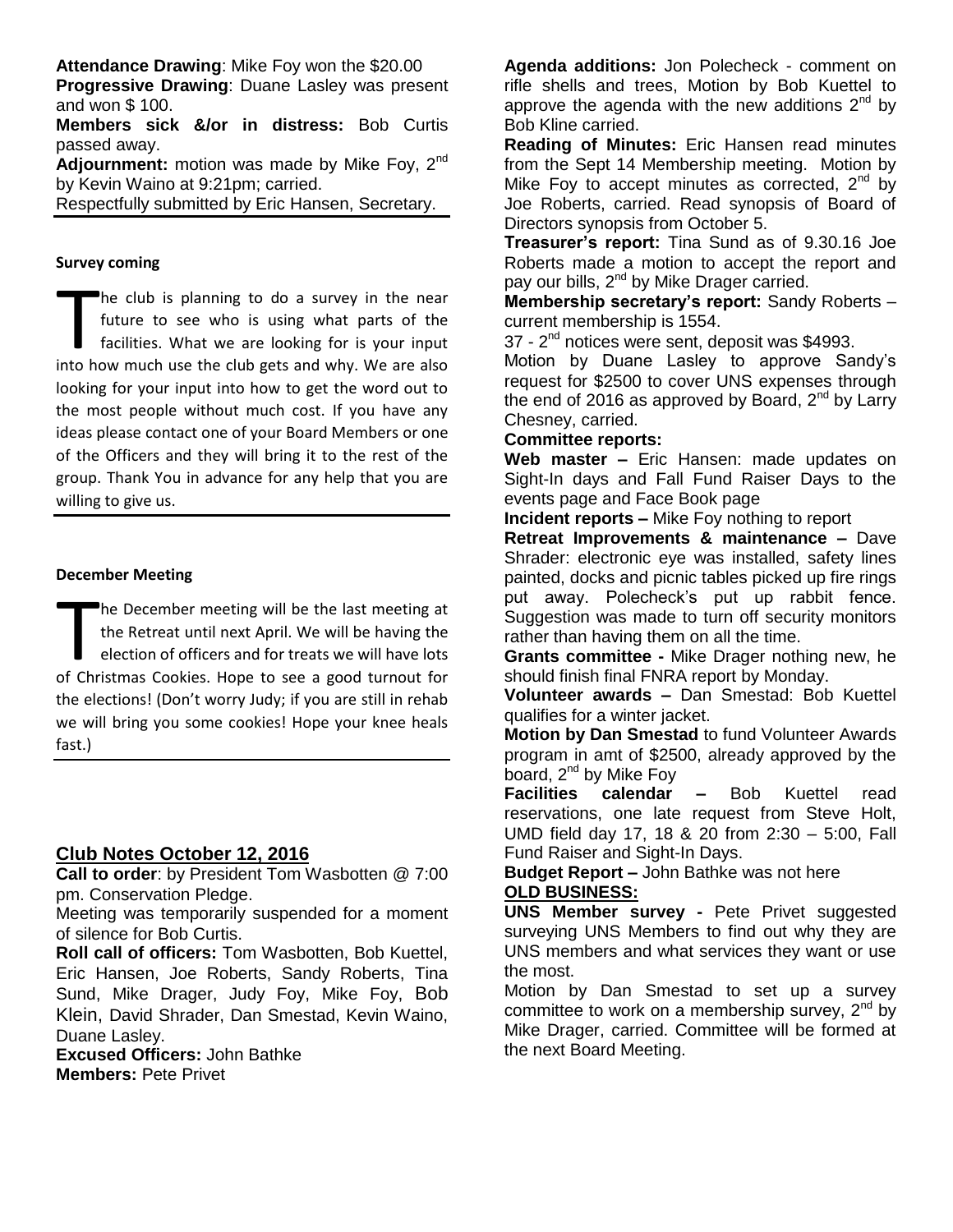**Attendance Drawing**: Mike Foy won the $20.00

**Progressive Drawing**: Duane Lasley was present and won $ 100.

**Members sick &/or in distress:** Bob Curtis passed away.

**Adjournment:** motion was made by Mike Foy, 2nd by Kevin Waino at 9:21pm; carried.

Respectfully submitted by Eric Hansen, Secretary.

---

#### Survey coming

The club is planning to do a survey in the near future to see who is using what parts of the facilities. What we are looking for is your input into how much use the club gets and why. We are also looking for your input into how to get the word out to the most people without much cost. If you have any ideas please contact one of your Board Members or one of the Officers and they will bring it to the rest of the group. Thank You in advance for any help that you are willing to give us.

---

#### December Meeting

The December meeting will be the last meeting at the Retreat until next April. We will be having the election of officers and for treats we will have lots of Christmas Cookies. Hope to see a good turnout for the elections! (Don't worry Judy; if you are still in rehab we will bring you some cookies! Hope your knee heals fast.)

---

## Club Notes October 12, 2016

**Call to order**: by President Tom Wasbotten @ 7:00 pm. Conservation Pledge.

Meeting was temporarily suspended for a moment of silence for Bob Curtis.

**Roll call of officers:** Tom Wasbotten, Bob Kuettel, Eric Hansen, Joe Roberts, Sandy Roberts, Tina Sund, Mike Drager, Judy Foy, Mike Foy, Bob Klein, David Shrader, Dan Smestad, Kevin Waino, Duane Lasley.

**Excused Officers:** John Bathke

**Members:** Pete Privet

**Agenda additions:** Jon Polecheck - comment on rifle shells and trees, Motion by Bob Kuettel to approve the agenda with the new additions 2nd by Bob Kline carried.

**Reading of Minutes:** Eric Hansen read minutes from the Sept 14 Membership meeting. Motion by Mike Foy to accept minutes as corrected, 2nd by Joe Roberts, carried. Read synopsis of Board of Directors synopsis from October 5.

**Treasurer's report:** Tina Sund as of 9.30.16 Joe Roberts made a motion to accept the report and pay our bills, 2nd by Mike Drager carried.

**Membership secretary's report:** Sandy Roberts – current membership is 1554.

37 - 2nd notices were sent, deposit was $4993.

Motion by Duane Lasley to approve Sandy's request for $2500 to cover UNS expenses through the end of 2016 as approved by Board, 2nd by Larry Chesney, carried.

**Committee reports:**

**Web master –** Eric Hansen: made updates on Sight-In days and Fall Fund Raiser Days to the events page and Face Book page

**Incident reports –** Mike Foy nothing to report

**Retreat Improvements & maintenance –** Dave Shrader: electronic eye was installed, safety lines painted, docks and picnic tables picked up fire rings put away. Polecheck's put up rabbit fence. Suggestion was made to turn off security monitors rather than having them on all the time.

**Grants committee -** Mike Drager nothing new, he should finish final FNRA report by Monday.

**Volunteer awards –** Dan Smestad: Bob Kuettel qualifies for a winter jacket.

**Motion by Dan Smestad** to fund Volunteer Awards program in amt of $2500, already approved by the board, 2nd by Mike Foy

**Facilities calendar –** Bob Kuettel read reservations, one late request from Steve Holt, UMD field day 17, 18 & 20 from 2:30 – 5:00, Fall Fund Raiser and Sight-In Days.

**Budget Report –** John Bathke was not here

**OLD BUSINESS:**

**UNS Member survey -** Pete Privet suggested surveying UNS Members to find out why they are UNS members and what services they want or use the most.

Motion by Dan Smestad to set up a survey committee to work on a membership survey, 2nd by Mike Drager, carried. Committee will be formed at the next Board Meeting.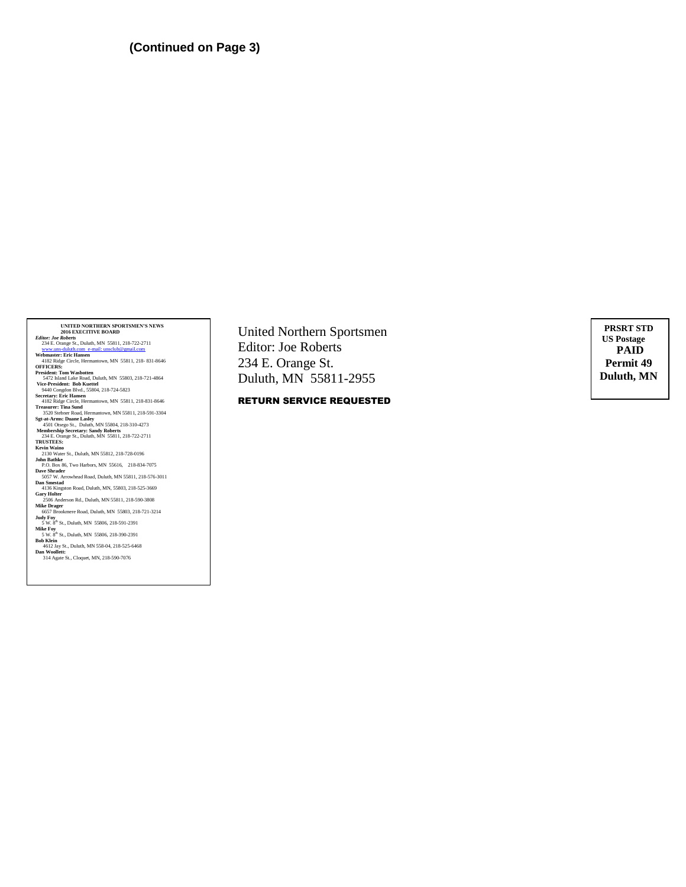**(Continued on Page 3)**

**UNITED NORTHERN SPORTSMEN'S NEWS**
**2016 EXECITIVE BOARD**

***Editor: Joe Roberts***
234 E. Orange St., Duluth, MN 55811, 218-722-2711
www.uns-duluth.com e-mail: unsclub@gmail.com

**Webmaster: Eric Hansen**
4182 Ridge Circle, Hermantown, MN 55811, 218- 831-8646

**OFFICERS:**

**President: Tom Wasbotten**
5472 Island Lake Road, Duluth, MN 55803, 218-721-4864

**Vice-President: Bob Kuettel**
9440 Congdon Blvd., 55804, 218-724-5823

**Secretary: Eric Hansen**
4182 Ridge Circle, Hermantown, MN 55811, 218-831-8646

**Treasurer: Tina Sund**
3520 Stebner Road, Hermantown, MN 55811, 218-591-3304

**Sgt-at-Arms: Duane Lasley**
4501 Otsego St., Duluth, MN 55804, 218-310-4273

**Membership Secretary: Sandy Roberts**
234 E. Orange St., Duluth, MN 55811, 218-722-2711

**TRUSTEES:**

**Kevin Waino**
2130 Water St., Duluth, MN 55812, 218-728-0196

**John Bathke**
P.O. Box 86, Two Harbors, MN 55616, 218-834-7075

**Dave Shrader**
5057 W. Arrowhead Road, Duluth, MN 55811, 218-576-3011

**Dan Smestad**
4136 Kingston Road, Duluth, MN, 55803, 218-525-3669

**Gary Holter**
2506 Anderson Rd., Duluth, MN 55811, 218-590-3808

**Mike Drager**
6657 Brookmere Road, Duluth, MN 55803, 218-721-3214

**Judy Foy**
5 W. 8th St., Duluth, MN 55806, 218-591-2391

**Mike Foy**
5 W. 8th St., Duluth, MN 55806, 218-390-2391

**Bob Klein**
4612 Jay St., Duluth, MN 558-04, 218-525-6468

**Dan Woollett:**
314 Agate St., Cloquet, MN, 218-590-7076

United Northern Sportsmen
Editor: Joe Roberts
234 E. Orange St.
Duluth, MN 55811-2955

**RETURN SERVICE REQUESTED**

**PRSRT STD**
**US Postage**
**PAID**
**Permit 49**
**Duluth, MN**